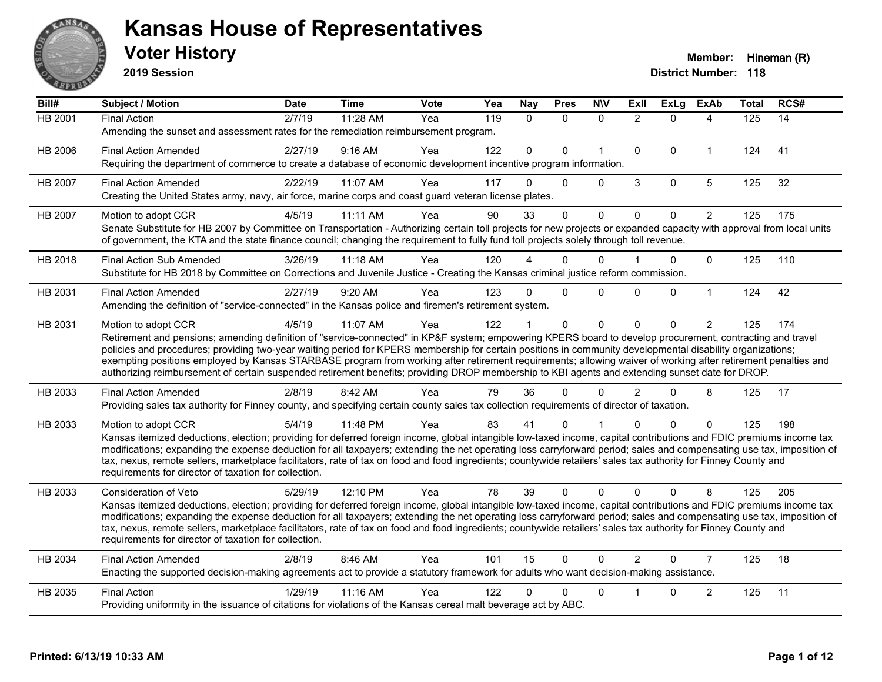# Kansas House of Representatives

## Voter History

**2019 Session**

**Member:** Hineman (R)
**District Number:** 118

| Bill# | Subject / Motion | Date | Time | Vote | Yea | Nay | Pres | N\V | ExII | ExLg | ExAb | Total | RCS# |
|---|---|---|---|---|---|---|---|---|---|---|---|---|---|
| HB 2001 | Final Action | 2/7/19 | 11:28 AM | Yea | 119 | 0 | 0 | 0 | 2 | 0 | 4 | 125 | 14 |
| | Amending the sunset and assessment rates for the remediation reimbursement program. | | | | | | | | | | | | |
| HB 2006 | Final Action Amended | 2/27/19 | 9:16 AM | Yea | 122 | 0 | 0 | 1 | 0 | 0 | 1 | 124 | 41 |
| | Requiring the department of commerce to create a database of economic development incentive program information. | | | | | | | | | | | | |
| HB 2007 | Final Action Amended | 2/22/19 | 11:07 AM | Yea | 117 | 0 | 0 | 0 | 3 | 0 | 5 | 125 | 32 |
| | Creating the United States army, navy, air force, marine corps and coast guard veteran license plates. | | | | | | | | | | | | |
| HB 2007 | Motion to adopt CCR | 4/5/19 | 11:11 AM | Yea | 90 | 33 | 0 | 0 | 0 | 0 | 2 | 125 | 175 |
| | Senate Substitute for HB 2007 by Committee on Transportation - Authorizing certain toll projects for new projects or expanded capacity with approval from local units of government, the KTA and the state finance council; changing the requirement to fully fund toll projects solely through toll revenue. | | | | | | | | | | | | |
| HB 2018 | Final Action Sub Amended | 3/26/19 | 11:18 AM | Yea | 120 | 4 | 0 | 0 | 1 | 0 | 0 | 125 | 110 |
| | Substitute for HB 2018 by Committee on Corrections and Juvenile Justice - Creating the Kansas criminal justice reform commission. | | | | | | | | | | | | |
| HB 2031 | Final Action Amended | 2/27/19 | 9:20 AM | Yea | 123 | 0 | 0 | 0 | 0 | 0 | 1 | 124 | 42 |
| | Amending the definition of "service-connected" in the Kansas police and firemen's retirement system. | | | | | | | | | | | | |
| HB 2031 | Motion to adopt CCR | 4/5/19 | 11:07 AM | Yea | 122 | 1 | 0 | 0 | 0 | 0 | 2 | 125 | 174 |
| | Retirement and pensions; amending definition of "service-connected" in KP&F system; empowering KPERS board to develop procurement, contracting and travel policies and procedures; providing two-year waiting period for KPERS membership for certain positions in community developmental disability organizations; exempting positions employed by Kansas STARBASE program from working after retirement requirements; allowing waiver of working after retirement penalties and authorizing reimbursement of certain suspended retirement benefits; providing DROP membership to KBI agents and extending sunset date for DROP. | | | | | | | | | | | | |
| HB 2033 | Final Action Amended | 2/8/19 | 8:42 AM | Yea | 79 | 36 | 0 | 0 | 2 | 0 | 8 | 125 | 17 |
| | Providing sales tax authority for Finney county, and specifying certain county sales tax collection requirements of director of taxation. | | | | | | | | | | | | |
| HB 2033 | Motion to adopt CCR | 5/4/19 | 11:48 PM | Yea | 83 | 41 | 0 | 1 | 0 | 0 | 0 | 125 | 198 |
| | Kansas itemized deductions, election; providing for deferred foreign income, global intangible low-taxed income, capital contributions and FDIC premiums income tax modifications; expanding the expense deduction for all taxpayers; extending the net operating loss carryforward period; sales and compensating use tax, imposition of tax, nexus, remote sellers, marketplace facilitators, rate of tax on food and food ingredients; countywide retailers' sales tax authority for Finney County and requirements for director of taxation for collection. | | | | | | | | | | | | |
| HB 2033 | Consideration of Veto | 5/29/19 | 12:10 PM | Yea | 78 | 39 | 0 | 0 | 0 | 0 | 8 | 125 | 205 |
| | Kansas itemized deductions, election; providing for deferred foreign income, global intangible low-taxed income, capital contributions and FDIC premiums income tax modifications; expanding the expense deduction for all taxpayers; extending the net operating loss carryforward period; sales and compensating use tax, imposition of tax, nexus, remote sellers, marketplace facilitators, rate of tax on food and food ingredients; countywide retailers' sales tax authority for Finney County and requirements for director of taxation for collection. | | | | | | | | | | | | |
| HB 2034 | Final Action Amended | 2/8/19 | 8:46 AM | Yea | 101 | 15 | 0 | 0 | 2 | 0 | 7 | 125 | 18 |
| | Enacting the supported decision-making agreements act to provide a statutory framework for adults who want decision-making assistance. | | | | | | | | | | | | |
| HB 2035 | Final Action | 1/29/19 | 11:16 AM | Yea | 122 | 0 | 0 | 0 | 1 | 0 | 2 | 125 | 11 |
| | Providing uniformity in the issuance of citations for violations of the Kansas cereal malt beverage act by ABC. | | | | | | | | | | | | |

Printed: 6/13/19 10:33 AM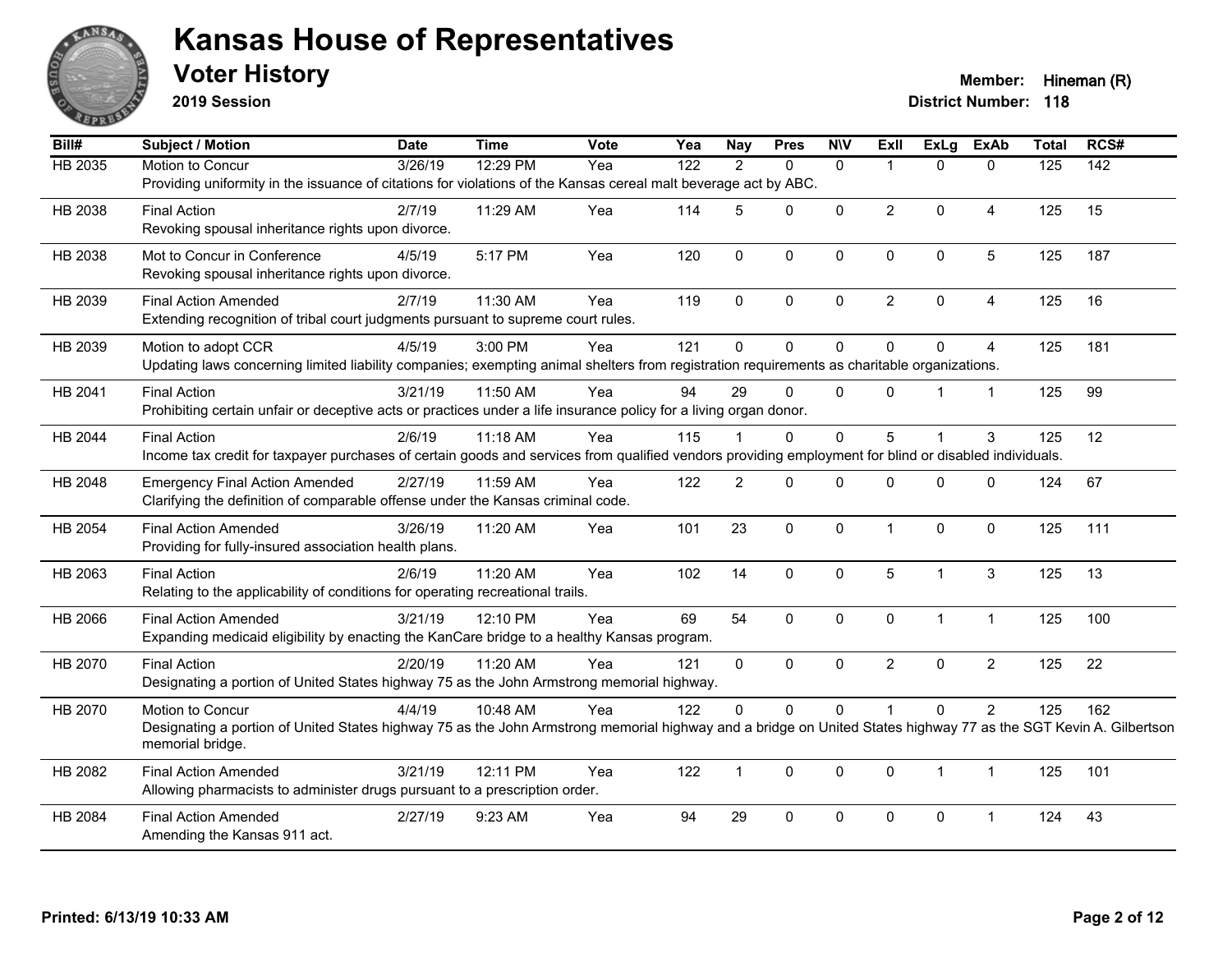# Kansas House of Representatives

## Voter History

**2019 Session**

**Member:** Hineman (R)
**District Number:** 118

| Bill# | Subject / Motion | Date | Time | Vote | Yea | Nay | Pres | N\V | ExII | ExLg | ExAb | Total | RCS# |
|---|---|---|---|---|---|---|---|---|---|---|---|---|---|
| HB 2035 | Motion to Concur | 3/26/19 | 12:29 PM | Yea | 122 | 2 | 0 | 0 | 1 | 0 | 0 | 125 | 142 |
| | Providing uniformity in the issuance of citations for violations of the Kansas cereal malt beverage act by ABC. | | | | | | | | | | | | |
| HB 2038 | Final Action | 2/7/19 | 11:29 AM | Yea | 114 | 5 | 0 | 0 | 2 | 0 | 4 | 125 | 15 |
| | Revoking spousal inheritance rights upon divorce. | | | | | | | | | | | | |
| HB 2038 | Mot to Concur in Conference | 4/5/19 | 5:17 PM | Yea | 120 | 0 | 0 | 0 | 0 | 0 | 5 | 125 | 187 |
| | Revoking spousal inheritance rights upon divorce. | | | | | | | | | | | | |
| HB 2039 | Final Action Amended | 2/7/19 | 11:30 AM | Yea | 119 | 0 | 0 | 0 | 2 | 0 | 4 | 125 | 16 |
| | Extending recognition of tribal court judgments pursuant to supreme court rules. | | | | | | | | | | | | |
| HB 2039 | Motion to adopt CCR | 4/5/19 | 3:00 PM | Yea | 121 | 0 | 0 | 0 | 0 | 0 | 4 | 125 | 181 |
| | Updating laws concerning limited liability companies; exempting animal shelters from registration requirements as charitable organizations. | | | | | | | | | | | | |
| HB 2041 | Final Action | 3/21/19 | 11:50 AM | Yea | 94 | 29 | 0 | 0 | 0 | 1 | 1 | 125 | 99 |
| | Prohibiting certain unfair or deceptive acts or practices under a life insurance policy for a living organ donor. | | | | | | | | | | | | |
| HB 2044 | Final Action | 2/6/19 | 11:18 AM | Yea | 115 | 1 | 0 | 0 | 5 | 1 | 3 | 125 | 12 |
| | Income tax credit for taxpayer purchases of certain goods and services from qualified vendors providing employment for blind or disabled individuals. | | | | | | | | | | | | |
| HB 2048 | Emergency Final Action Amended | 2/27/19 | 11:59 AM | Yea | 122 | 2 | 0 | 0 | 0 | 0 | 0 | 124 | 67 |
| | Clarifying the definition of comparable offense under the Kansas criminal code. | | | | | | | | | | | | |
| HB 2054 | Final Action Amended | 3/26/19 | 11:20 AM | Yea | 101 | 23 | 0 | 0 | 1 | 0 | 0 | 125 | 111 |
| | Providing for fully-insured association health plans. | | | | | | | | | | | | |
| HB 2063 | Final Action | 2/6/19 | 11:20 AM | Yea | 102 | 14 | 0 | 0 | 5 | 1 | 3 | 125 | 13 |
| | Relating to the applicability of conditions for operating recreational trails. | | | | | | | | | | | | |
| HB 2066 | Final Action Amended | 3/21/19 | 12:10 PM | Yea | 69 | 54 | 0 | 0 | 0 | 1 | 1 | 125 | 100 |
| | Expanding medicaid eligibility by enacting the KanCare bridge to a healthy Kansas program. | | | | | | | | | | | | |
| HB 2070 | Final Action | 2/20/19 | 11:20 AM | Yea | 121 | 0 | 0 | 0 | 2 | 0 | 2 | 125 | 22 |
| | Designating a portion of United States highway 75 as the John Armstrong memorial highway. | | | | | | | | | | | | |
| HB 2070 | Motion to Concur | 4/4/19 | 10:48 AM | Yea | 122 | 0 | 0 | 0 | 1 | 0 | 2 | 125 | 162 |
| | Designating a portion of United States highway 75 as the John Armstrong memorial highway and a bridge on United States highway 77 as the SGT Kevin A. Gilbertson memorial bridge. | | | | | | | | | | | | |
| HB 2082 | Final Action Amended | 3/21/19 | 12:11 PM | Yea | 122 | 1 | 0 | 0 | 0 | 1 | 1 | 125 | 101 |
| | Allowing pharmacists to administer drugs pursuant to a prescription order. | | | | | | | | | | | | |
| HB 2084 | Final Action Amended | 2/27/19 | 9:23 AM | Yea | 94 | 29 | 0 | 0 | 0 | 0 | 1 | 124 | 43 |
| | Amending the Kansas 911 act. | | | | | | | | | | | | |

Printed: 6/13/19 10:33 AM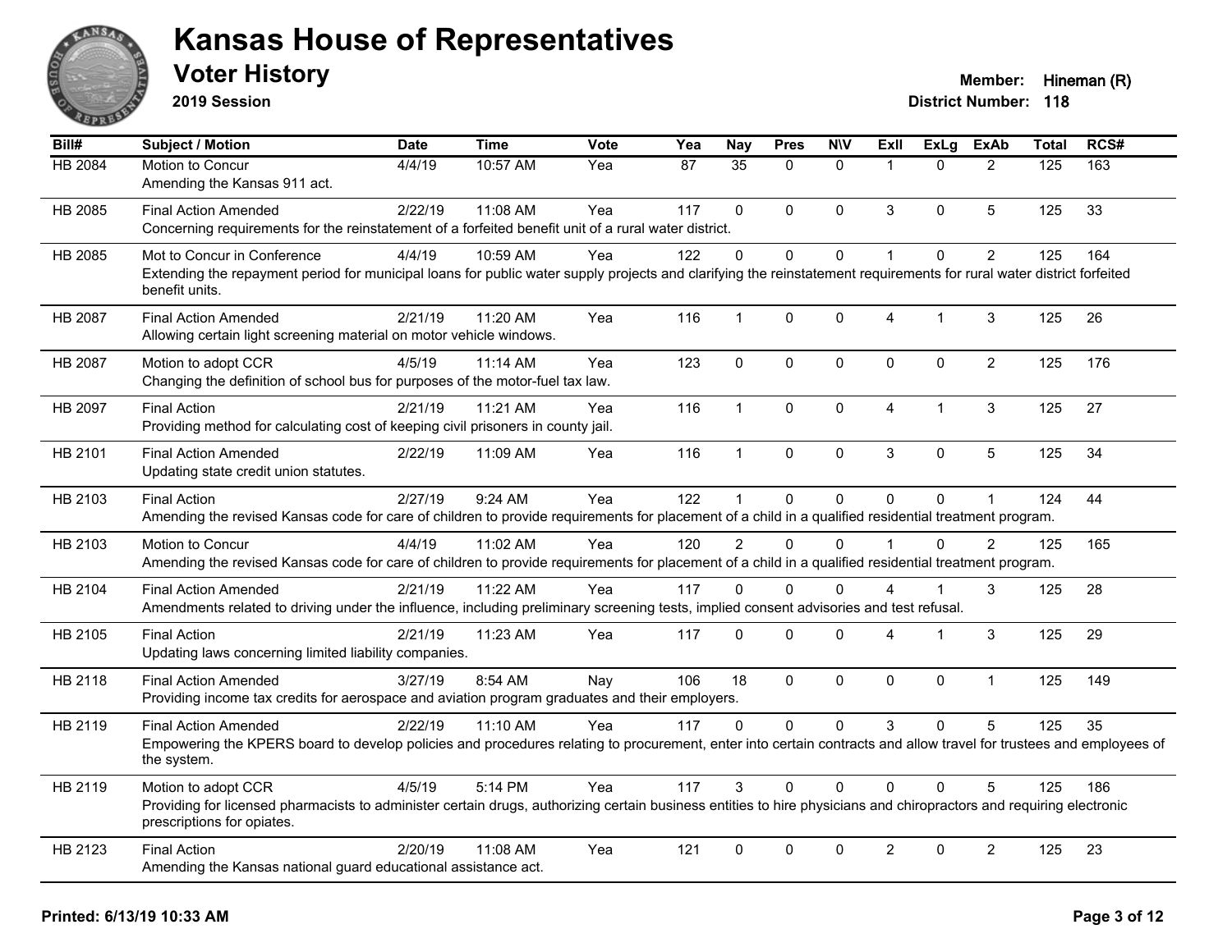# Kansas House of Representatives

## Voter History

**2019 Session**

**Member:** Hineman (R)

**District Number:** 118

| Bill# | Subject / Motion | Date | Time | Vote | Yea | Nay | Pres | N\V | ExII | ExLg | ExAb | Total | RCS# |
|---|---|---|---|---|---|---|---|---|---|---|---|---|---|
| HB 2084 | Motion to Concur<br>Amending the Kansas 911 act. | 4/4/19 | 10:57 AM | Yea | 87 | 35 | 0 | 0 | 1 | 0 | 2 | 125 | 163 |
| HB 2085 | Final Action Amended<br>Concerning requirements for the reinstatement of a forfeited benefit unit of a rural water district. | 2/22/19 | 11:08 AM | Yea | 117 | 0 | 0 | 0 | 3 | 0 | 5 | 125 | 33 |
| HB 2085 | Mot to Concur in Conference<br>Extending the repayment period for municipal loans for public water supply projects and clarifying the reinstatement requirements for rural water district forfeited benefit units. | 4/4/19 | 10:59 AM | Yea | 122 | 0 | 0 | 0 | 1 | 0 | 2 | 125 | 164 |
| HB 2087 | Final Action Amended<br>Allowing certain light screening material on motor vehicle windows. | 2/21/19 | 11:20 AM | Yea | 116 | 1 | 0 | 0 | 4 | 1 | 3 | 125 | 26 |
| HB 2087 | Motion to adopt CCR<br>Changing the definition of school bus for purposes of the motor-fuel tax law. | 4/5/19 | 11:14 AM | Yea | 123 | 0 | 0 | 0 | 0 | 0 | 2 | 125 | 176 |
| HB 2097 | Final Action<br>Providing method for calculating cost of keeping civil prisoners in county jail. | 2/21/19 | 11:21 AM | Yea | 116 | 1 | 0 | 0 | 4 | 1 | 3 | 125 | 27 |
| HB 2101 | Final Action Amended<br>Updating state credit union statutes. | 2/22/19 | 11:09 AM | Yea | 116 | 1 | 0 | 0 | 3 | 0 | 5 | 125 | 34 |
| HB 2103 | Final Action<br>Amending the revised Kansas code for care of children to provide requirements for placement of a child in a qualified residential treatment program. | 2/27/19 | 9:24 AM | Yea | 122 | 1 | 0 | 0 | 0 | 0 | 1 | 124 | 44 |
| HB 2103 | Motion to Concur<br>Amending the revised Kansas code for care of children to provide requirements for placement of a child in a qualified residential treatment program. | 4/4/19 | 11:02 AM | Yea | 120 | 2 | 0 | 0 | 1 | 0 | 2 | 125 | 165 |
| HB 2104 | Final Action Amended<br>Amendments related to driving under the influence, including preliminary screening tests, implied consent advisories and test refusal. | 2/21/19 | 11:22 AM | Yea | 117 | 0 | 0 | 0 | 4 | 1 | 3 | 125 | 28 |
| HB 2105 | Final Action<br>Updating laws concerning limited liability companies. | 2/21/19 | 11:23 AM | Yea | 117 | 0 | 0 | 0 | 4 | 1 | 3 | 125 | 29 |
| HB 2118 | Final Action Amended<br>Providing income tax credits for aerospace and aviation program graduates and their employers. | 3/27/19 | 8:54 AM | Nay | 106 | 18 | 0 | 0 | 0 | 0 | 1 | 125 | 149 |
| HB 2119 | Final Action Amended<br>Empowering the KPERS board to develop policies and procedures relating to procurement, enter into certain contracts and allow travel for trustees and employees of the system. | 2/22/19 | 11:10 AM | Yea | 117 | 0 | 0 | 0 | 3 | 0 | 5 | 125 | 35 |
| HB 2119 | Motion to adopt CCR<br>Providing for licensed pharmacists to administer certain drugs, authorizing certain business entities to hire physicians and chiropractors and requiring electronic prescriptions for opiates. | 4/5/19 | 5:14 PM | Yea | 117 | 3 | 0 | 0 | 0 | 0 | 5 | 125 | 186 |
| HB 2123 | Final Action<br>Amending the Kansas national guard educational assistance act. | 2/20/19 | 11:08 AM | Yea | 121 | 0 | 0 | 0 | 2 | 0 | 2 | 125 | 23 |

**Printed: 6/13/19 10:33 AM**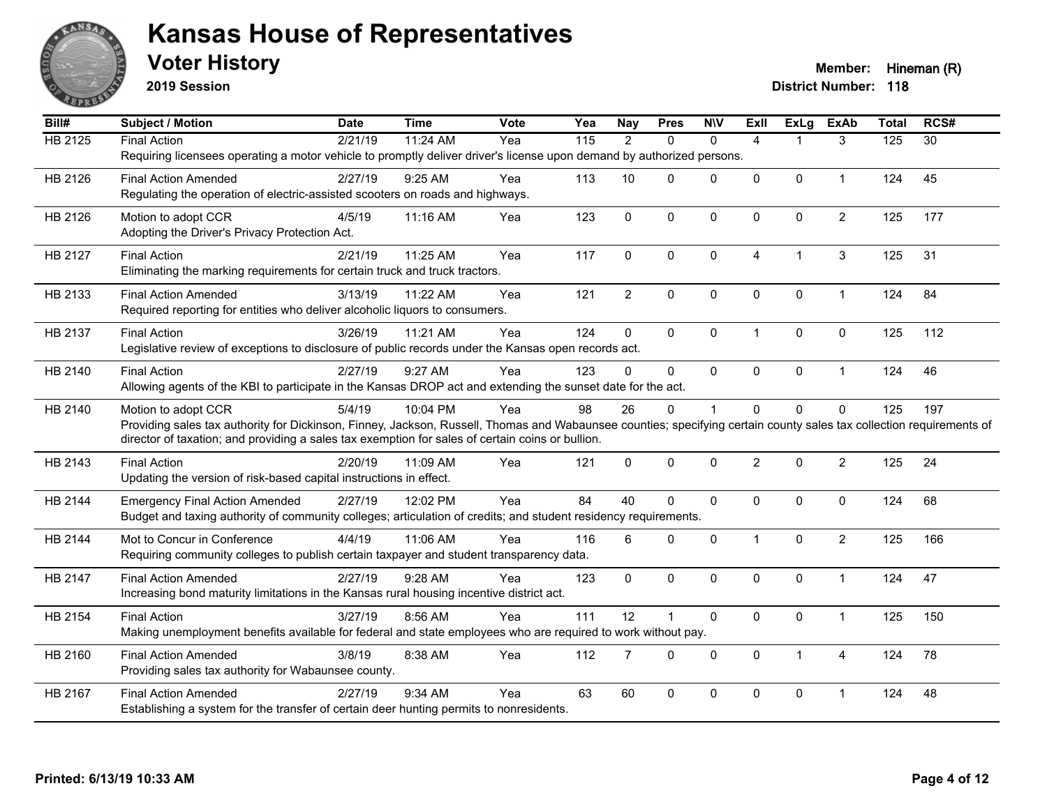# Kansas House of Representatives

## Voter History

**2019 Session**

**Member:** Hineman (R)
**District Number:** 118

| Bill# | Subject / Motion | Date | Time | Vote | Yea | Nay | Pres | N\V | ExII | ExLg | ExAb | Total | RCS# |
|---|---|---|---|---|---|---|---|---|---|---|---|---|---|
| HB 2125 | Final Action | 2/21/19 | 11:24 AM | Yea | 115 | 2 | 0 | 0 | 4 | 1 | 3 | 125 | 30 |
| | Requiring licensees operating a motor vehicle to promptly deliver driver's license upon demand by authorized persons. | | | | | | | | | | | | |
| HB 2126 | Final Action Amended | 2/27/19 | 9:25 AM | Yea | 113 | 10 | 0 | 0 | 0 | 0 | 1 | 124 | 45 |
| | Regulating the operation of electric-assisted scooters on roads and highways. | | | | | | | | | | | | |
| HB 2126 | Motion to adopt CCR | 4/5/19 | 11:16 AM | Yea | 123 | 0 | 0 | 0 | 0 | 0 | 2 | 125 | 177 |
| | Adopting the Driver's Privacy Protection Act. | | | | | | | | | | | | |
| HB 2127 | Final Action | 2/21/19 | 11:25 AM | Yea | 117 | 0 | 0 | 0 | 4 | 1 | 3 | 125 | 31 |
| | Eliminating the marking requirements for certain truck and truck tractors. | | | | | | | | | | | | |
| HB 2133 | Final Action Amended | 3/13/19 | 11:22 AM | Yea | 121 | 2 | 0 | 0 | 0 | 0 | 1 | 124 | 84 |
| | Required reporting for entities who deliver alcoholic liquors to consumers. | | | | | | | | | | | | |
| HB 2137 | Final Action | 3/26/19 | 11:21 AM | Yea | 124 | 0 | 0 | 0 | 1 | 0 | 0 | 125 | 112 |
| | Legislative review of exceptions to disclosure of public records under the Kansas open records act. | | | | | | | | | | | | |
| HB 2140 | Final Action | 2/27/19 | 9:27 AM | Yea | 123 | 0 | 0 | 0 | 0 | 0 | 1 | 124 | 46 |
| | Allowing agents of the KBI to participate in the Kansas DROP act and extending the sunset date for the act. | | | | | | | | | | | | |
| HB 2140 | Motion to adopt CCR | 5/4/19 | 10:04 PM | Yea | 98 | 26 | 0 | 1 | 0 | 0 | 0 | 125 | 197 |
| | Providing sales tax authority for Dickinson, Finney, Jackson, Russell, Thomas and Wabaunsee counties; specifying certain county sales tax collection requirements of director of taxation; and providing a sales tax exemption for sales of certain coins or bullion. | | | | | | | | | | | | |
| HB 2143 | Final Action | 2/20/19 | 11:09 AM | Yea | 121 | 0 | 0 | 0 | 2 | 0 | 2 | 125 | 24 |
| | Updating the version of risk-based capital instructions in effect. | | | | | | | | | | | | |
| HB 2144 | Emergency Final Action Amended | 2/27/19 | 12:02 PM | Yea | 84 | 40 | 0 | 0 | 0 | 0 | 0 | 124 | 68 |
| | Budget and taxing authority of community colleges; articulation of credits; and student residency requirements. | | | | | | | | | | | | |
| HB 2144 | Mot to Concur in Conference | 4/4/19 | 11:06 AM | Yea | 116 | 6 | 0 | 0 | 1 | 0 | 2 | 125 | 166 |
| | Requiring community colleges to publish certain taxpayer and student transparency data. | | | | | | | | | | | | |
| HB 2147 | Final Action Amended | 2/27/19 | 9:28 AM | Yea | 123 | 0 | 0 | 0 | 0 | 0 | 1 | 124 | 47 |
| | Increasing bond maturity limitations in the Kansas rural housing incentive district act. | | | | | | | | | | | | |
| HB 2154 | Final Action | 3/27/19 | 8:56 AM | Yea | 111 | 12 | 1 | 0 | 0 | 0 | 1 | 125 | 150 |
| | Making unemployment benefits available for federal and state employees who are required to work without pay. | | | | | | | | | | | | |
| HB 2160 | Final Action Amended | 3/8/19 | 8:38 AM | Yea | 112 | 7 | 0 | 0 | 0 | 1 | 4 | 124 | 78 |
| | Providing sales tax authority for Wabaunsee county. | | | | | | | | | | | | |
| HB 2167 | Final Action Amended | 2/27/19 | 9:34 AM | Yea | 63 | 60 | 0 | 0 | 0 | 0 | 1 | 124 | 48 |
| | Establishing a system for the transfer of certain deer hunting permits to nonresidents. | | | | | | | | | | | | |

Printed: 6/13/19 10:33 AM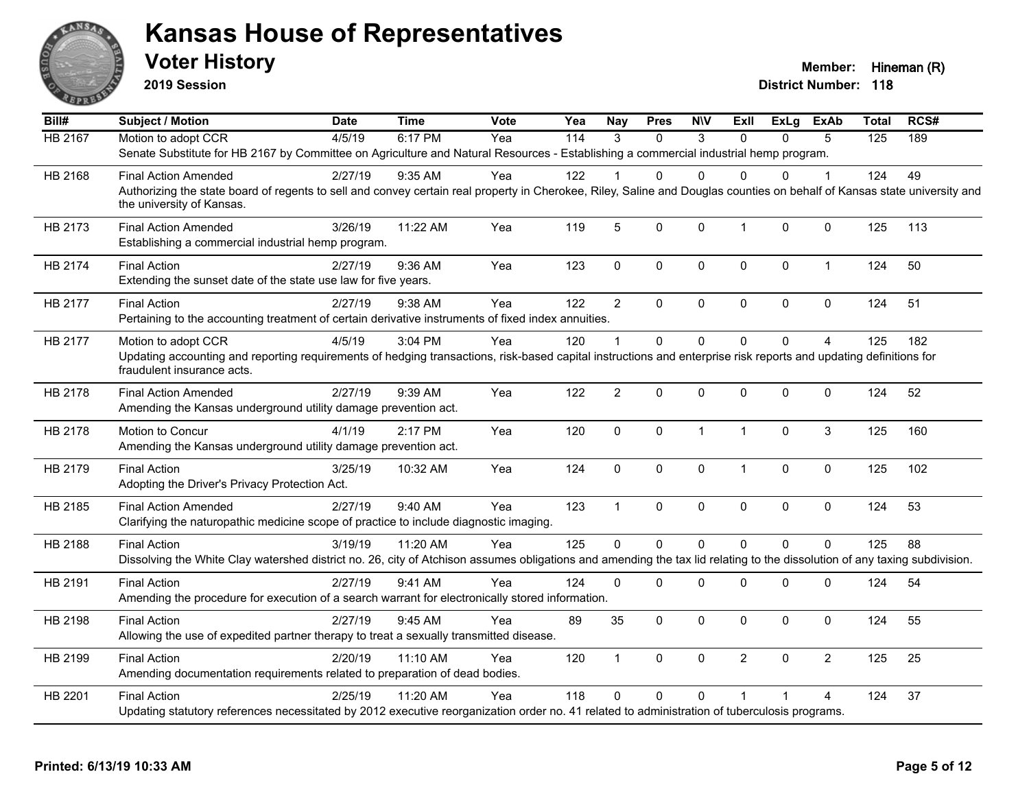# Kansas House of Representatives

## Voter History

**2019 Session**

**Member:** Hineman (R)
**District Number:** 118

| Bill# | Subject / Motion | Date | Time | Vote | Yea | Nay | Pres | N\V | ExII | ExLg | ExAb | Total | RCS# |
|---|---|---|---|---|---|---|---|---|---|---|---|---|---|
| HB 2167 | Motion to adopt CCR | 4/5/19 | 6:17 PM | Yea | 114 | 3 | 0 | 3 | 0 | 0 | 5 | 125 | 189 |
| | Senate Substitute for HB 2167 by Committee on Agriculture and Natural Resources - Establishing a commercial industrial hemp program. | | | | | | | | | | | | |
| HB 2168 | Final Action Amended | 2/27/19 | 9:35 AM | Yea | 122 | 1 | 0 | 0 | 0 | 0 | 1 | 124 | 49 |
| | Authorizing the state board of regents to sell and convey certain real property in Cherokee, Riley, Saline and Douglas counties on behalf of Kansas state university and the university of Kansas. | | | | | | | | | | | | |
| HB 2173 | Final Action Amended | 3/26/19 | 11:22 AM | Yea | 119 | 5 | 0 | 0 | 1 | 0 | 0 | 125 | 113 |
| | Establishing a commercial industrial hemp program. | | | | | | | | | | | | |
| HB 2174 | Final Action | 2/27/19 | 9:36 AM | Yea | 123 | 0 | 0 | 0 | 0 | 0 | 1 | 124 | 50 |
| | Extending the sunset date of the state use law for five years. | | | | | | | | | | | | |
| HB 2177 | Final Action | 2/27/19 | 9:38 AM | Yea | 122 | 2 | 0 | 0 | 0 | 0 | 0 | 124 | 51 |
| | Pertaining to the accounting treatment of certain derivative instruments of fixed index annuities. | | | | | | | | | | | | |
| HB 2177 | Motion to adopt CCR | 4/5/19 | 3:04 PM | Yea | 120 | 1 | 0 | 0 | 0 | 0 | 4 | 125 | 182 |
| | Updating accounting and reporting requirements of hedging transactions, risk-based capital instructions and enterprise risk reports and updating definitions for fraudulent insurance acts. | | | | | | | | | | | | |
| HB 2178 | Final Action Amended | 2/27/19 | 9:39 AM | Yea | 122 | 2 | 0 | 0 | 0 | 0 | 0 | 124 | 52 |
| | Amending the Kansas underground utility damage prevention act. | | | | | | | | | | | | |
| HB 2178 | Motion to Concur | 4/1/19 | 2:17 PM | Yea | 120 | 0 | 0 | 1 | 1 | 0 | 3 | 125 | 160 |
| | Amending the Kansas underground utility damage prevention act. | | | | | | | | | | | | |
| HB 2179 | Final Action | 3/25/19 | 10:32 AM | Yea | 124 | 0 | 0 | 0 | 1 | 0 | 0 | 125 | 102 |
| | Adopting the Driver's Privacy Protection Act. | | | | | | | | | | | | |
| HB 2185 | Final Action Amended | 2/27/19 | 9:40 AM | Yea | 123 | 1 | 0 | 0 | 0 | 0 | 0 | 124 | 53 |
| | Clarifying the naturopathic medicine scope of practice to include diagnostic imaging. | | | | | | | | | | | | |
| HB 2188 | Final Action | 3/19/19 | 11:20 AM | Yea | 125 | 0 | 0 | 0 | 0 | 0 | 0 | 125 | 88 |
| | Dissolving the White Clay watershed district no. 26, city of Atchison assumes obligations and amending the tax lid relating to the dissolution of any taxing subdivision. | | | | | | | | | | | | |
| HB 2191 | Final Action | 2/27/19 | 9:41 AM | Yea | 124 | 0 | 0 | 0 | 0 | 0 | 0 | 124 | 54 |
| | Amending the procedure for execution of a search warrant for electronically stored information. | | | | | | | | | | | | |
| HB 2198 | Final Action | 2/27/19 | 9:45 AM | Yea | 89 | 35 | 0 | 0 | 0 | 0 | 0 | 124 | 55 |
| | Allowing the use of expedited partner therapy to treat a sexually transmitted disease. | | | | | | | | | | | | |
| HB 2199 | Final Action | 2/20/19 | 11:10 AM | Yea | 120 | 1 | 0 | 0 | 2 | 0 | 2 | 125 | 25 |
| | Amending documentation requirements related to preparation of dead bodies. | | | | | | | | | | | | |
| HB 2201 | Final Action | 2/25/19 | 11:20 AM | Yea | 118 | 0 | 0 | 0 | 1 | 1 | 4 | 124 | 37 |
| | Updating statutory references necessitated by 2012 executive reorganization order no. 41 related to administration of tuberculosis programs. | | | | | | | | | | | | |

**Printed: 6/13/19 10:33 AM**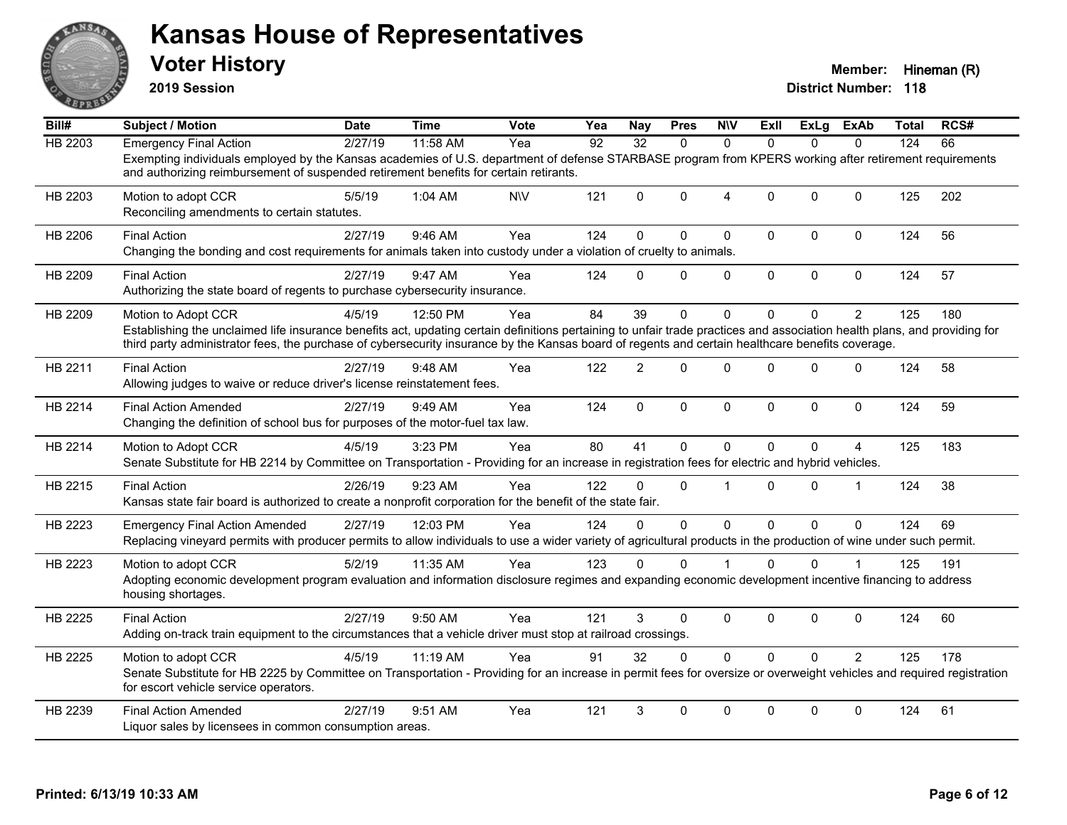# Kansas House of Representatives

## Voter History

**2019 Session**

**Member:** Hineman (R)
**District Number:** 118

| Bill# | Subject / Motion | Date | Time | Vote | Yea | Nay | Pres | N\V | ExII | ExLg | ExAb | Total | RCS# |
|---|---|---|---|---|---|---|---|---|---|---|---|---|---|
| HB 2203 | Emergency Final Action | 2/27/19 | 11:58 AM | Yea | 92 | 32 | 0 | 0 | 0 | 0 | 0 | 124 | 66 |
| | Exempting individuals employed by the Kansas academies of U.S. department of defense STARBASE program from KPERS working after retirement requirements and authorizing reimbursement of suspended retirement benefits for certain retirants. | | | | | | | | | | | | |
| HB 2203 | Motion to adopt CCR | 5/5/19 | 1:04 AM | N\V | 121 | 0 | 0 | 4 | 0 | 0 | 0 | 125 | 202 |
| | Reconciling amendments to certain statutes. | | | | | | | | | | | | |
| HB 2206 | Final Action | 2/27/19 | 9:46 AM | Yea | 124 | 0 | 0 | 0 | 0 | 0 | 0 | 124 | 56 |
| | Changing the bonding and cost requirements for animals taken into custody under a violation of cruelty to animals. | | | | | | | | | | | | |
| HB 2209 | Final Action | 2/27/19 | 9:47 AM | Yea | 124 | 0 | 0 | 0 | 0 | 0 | 0 | 124 | 57 |
| | Authorizing the state board of regents to purchase cybersecurity insurance. | | | | | | | | | | | | |
| HB 2209 | Motion to Adopt CCR | 4/5/19 | 12:50 PM | Yea | 84 | 39 | 0 | 0 | 0 | 0 | 2 | 125 | 180 |
| | Establishing the unclaimed life insurance benefits act, updating certain definitions pertaining to unfair trade practices and association health plans, and providing for third party administrator fees, the purchase of cybersecurity insurance by the Kansas board of regents and certain healthcare benefits coverage. | | | | | | | | | | | | |
| HB 2211 | Final Action | 2/27/19 | 9:48 AM | Yea | 122 | 2 | 0 | 0 | 0 | 0 | 0 | 124 | 58 |
| | Allowing judges to waive or reduce driver's license reinstatement fees. | | | | | | | | | | | | |
| HB 2214 | Final Action Amended | 2/27/19 | 9:49 AM | Yea | 124 | 0 | 0 | 0 | 0 | 0 | 0 | 124 | 59 |
| | Changing the definition of school bus for purposes of the motor-fuel tax law. | | | | | | | | | | | | |
| HB 2214 | Motion to Adopt CCR | 4/5/19 | 3:23 PM | Yea | 80 | 41 | 0 | 0 | 0 | 0 | 4 | 125 | 183 |
| | Senate Substitute for HB 2214 by Committee on Transportation - Providing for an increase in registration fees for electric and hybrid vehicles. | | | | | | | | | | | | |
| HB 2215 | Final Action | 2/26/19 | 9:23 AM | Yea | 122 | 0 | 0 | 1 | 0 | 0 | 1 | 124 | 38 |
| | Kansas state fair board is authorized to create a nonprofit corporation for the benefit of the state fair. | | | | | | | | | | | | |
| HB 2223 | Emergency Final Action Amended | 2/27/19 | 12:03 PM | Yea | 124 | 0 | 0 | 0 | 0 | 0 | 0 | 124 | 69 |
| | Replacing vineyard permits with producer permits to allow individuals to use a wider variety of agricultural products in the production of wine under such permit. | | | | | | | | | | | | |
| HB 2223 | Motion to adopt CCR | 5/2/19 | 11:35 AM | Yea | 123 | 0 | 0 | 1 | 0 | 0 | 1 | 125 | 191 |
| | Adopting economic development program evaluation and information disclosure regimes and expanding economic development incentive financing to address housing shortages. | | | | | | | | | | | | |
| HB 2225 | Final Action | 2/27/19 | 9:50 AM | Yea | 121 | 3 | 0 | 0 | 0 | 0 | 0 | 124 | 60 |
| | Adding on-track train equipment to the circumstances that a vehicle driver must stop at railroad crossings. | | | | | | | | | | | | |
| HB 2225 | Motion to adopt CCR | 4/5/19 | 11:19 AM | Yea | 91 | 32 | 0 | 0 | 0 | 0 | 2 | 125 | 178 |
| | Senate Substitute for HB 2225 by Committee on Transportation - Providing for an increase in permit fees for oversize or overweight vehicles and required registration for escort vehicle service operators. | | | | | | | | | | | | |
| HB 2239 | Final Action Amended | 2/27/19 | 9:51 AM | Yea | 121 | 3 | 0 | 0 | 0 | 0 | 0 | 124 | 61 |
| | Liquor sales by licensees in common consumption areas. | | | | | | | | | | | | |

Printed: 6/13/19 10:33 AM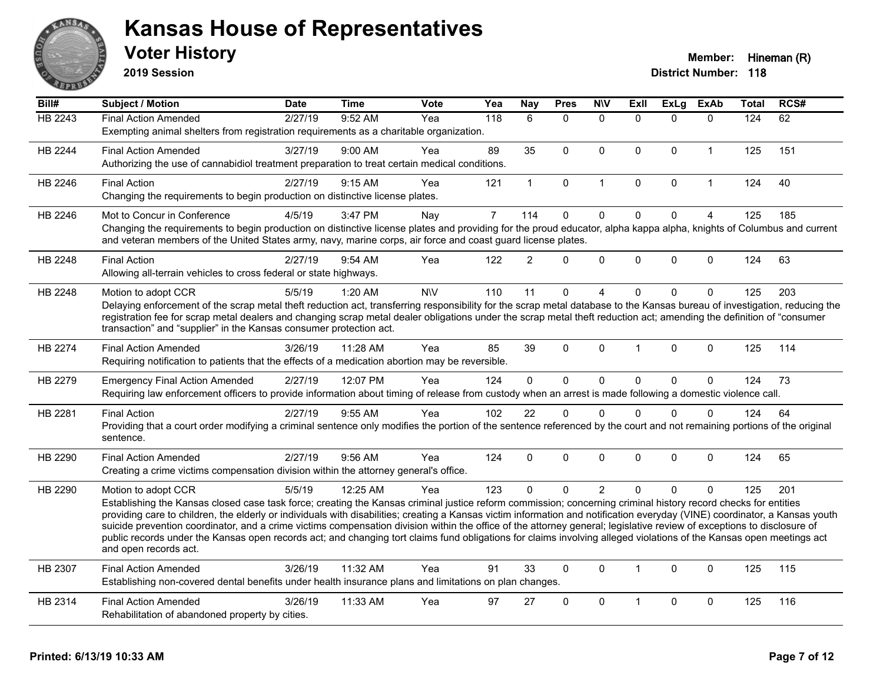# Kansas House of Representatives

## Voter History

**2019 Session**

**Member:** Hineman (R)
**District Number:** 118

| Bill# | Subject / Motion | Date | Time | Vote | Yea | Nay | Pres | N\V | ExII | ExLg | ExAb | Total | RCS# |
|---|---|---|---|---|---|---|---|---|---|---|---|---|---|
| HB 2243 | Final Action Amended | 2/27/19 | 9:52 AM | Yea | 118 | 6 | 0 | 0 | 0 | 0 | 0 | 124 | 62 |
| | Exempting animal shelters from registration requirements as a charitable organization. | | | | | | | | | | | | |
| HB 2244 | Final Action Amended | 3/27/19 | 9:00 AM | Yea | 89 | 35 | 0 | 0 | 0 | 0 | 1 | 125 | 151 |
| | Authorizing the use of cannabidiol treatment preparation to treat certain medical conditions. | | | | | | | | | | | | |
| HB 2246 | Final Action | 2/27/19 | 9:15 AM | Yea | 121 | 1 | 0 | 1 | 0 | 0 | 1 | 124 | 40 |
| | Changing the requirements to begin production on distinctive license plates. | | | | | | | | | | | | |
| HB 2246 | Mot to Concur in Conference | 4/5/19 | 3:47 PM | Nay | 7 | 114 | 0 | 0 | 0 | 0 | 4 | 125 | 185 |
| | Changing the requirements to begin production on distinctive license plates and providing for the proud educator, alpha kappa alpha, knights of Columbus and current and veteran members of the United States army, navy, marine corps, air force and coast guard license plates. | | | | | | | | | | | | |
| HB 2248 | Final Action | 2/27/19 | 9:54 AM | Yea | 122 | 2 | 0 | 0 | 0 | 0 | 0 | 124 | 63 |
| | Allowing all-terrain vehicles to cross federal or state highways. | | | | | | | | | | | | |
| HB 2248 | Motion to adopt CCR | 5/5/19 | 1:20 AM | N\V | 110 | 11 | 0 | 4 | 0 | 0 | 0 | 125 | 203 |
| | Delaying enforcement of the scrap metal theft reduction act, transferring responsibility for the scrap metal database to the Kansas bureau of investigation, reducing the registration fee for scrap metal dealers and changing scrap metal dealer obligations under the scrap metal theft reduction act; amending the definition of "consumer transaction" and "supplier" in the Kansas consumer protection act. | | | | | | | | | | | | |
| HB 2274 | Final Action Amended | 3/26/19 | 11:28 AM | Yea | 85 | 39 | 0 | 0 | 1 | 0 | 0 | 125 | 114 |
| | Requiring notification to patients that the effects of a medication abortion may be reversible. | | | | | | | | | | | | |
| HB 2279 | Emergency Final Action Amended | 2/27/19 | 12:07 PM | Yea | 124 | 0 | 0 | 0 | 0 | 0 | 0 | 124 | 73 |
| | Requiring law enforcement officers to provide information about timing of release from custody when an arrest is made following a domestic violence call. | | | | | | | | | | | | |
| HB 2281 | Final Action | 2/27/19 | 9:55 AM | Yea | 102 | 22 | 0 | 0 | 0 | 0 | 0 | 124 | 64 |
| | Providing that a court order modifying a criminal sentence only modifies the portion of the sentence referenced by the court and not remaining portions of the original sentence. | | | | | | | | | | | | |
| HB 2290 | Final Action Amended | 2/27/19 | 9:56 AM | Yea | 124 | 0 | 0 | 0 | 0 | 0 | 0 | 124 | 65 |
| | Creating a crime victims compensation division within the attorney general's office. | | | | | | | | | | | | |
| HB 2290 | Motion to adopt CCR | 5/5/19 | 12:25 AM | Yea | 123 | 0 | 0 | 2 | 0 | 0 | 0 | 125 | 201 |
| | Establishing the Kansas closed case task force; creating the Kansas criminal justice reform commission; concerning criminal history record checks for entities providing care to children, the elderly or individuals with disabilities; creating a Kansas victim information and notification everyday (VINE) coordinator, a Kansas youth suicide prevention coordinator, and a crime victims compensation division within the office of the attorney general; legislative review of exceptions to disclosure of public records under the Kansas open records act; and changing tort claims fund obligations for claims involving alleged violations of the Kansas open meetings act and open records act. | | | | | | | | | | | | |
| HB 2307 | Final Action Amended | 3/26/19 | 11:32 AM | Yea | 91 | 33 | 0 | 0 | 1 | 0 | 0 | 125 | 115 |
| | Establishing non-covered dental benefits under health insurance plans and limitations on plan changes. | | | | | | | | | | | | |
| HB 2314 | Final Action Amended | 3/26/19 | 11:33 AM | Yea | 97 | 27 | 0 | 0 | 1 | 0 | 0 | 125 | 116 |
| | Rehabilitation of abandoned property by cities. | | | | | | | | | | | | |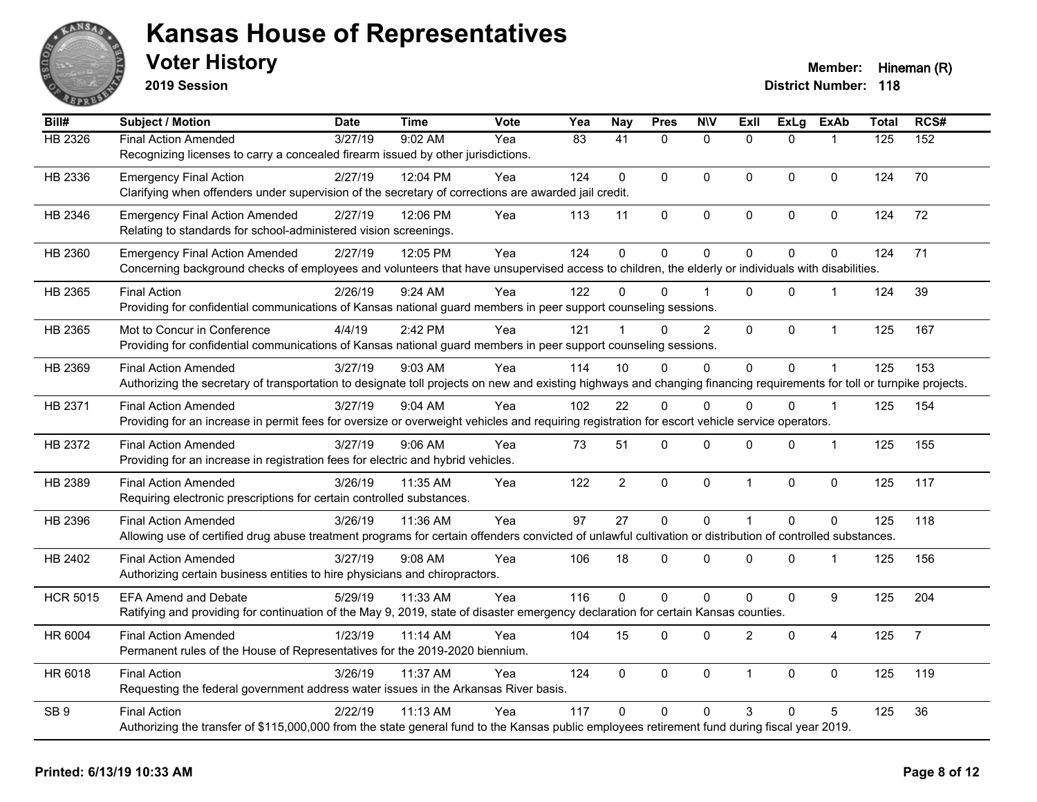# Kansas House of Representatives

## Voter History

**2019 Session**

**Member:** Hineman (R)
**District Number:** 118

| Bill# | Subject / Motion | Date | Time | Vote | Yea | Nay | Pres | N\V | ExII | ExLg | ExAb | Total | RCS# |
|---|---|---|---|---|---|---|---|---|---|---|---|---|---|
| HB 2326 | Final Action Amended | 3/27/19 | 9:02 AM | Yea | 83 | 41 | 0 | 0 | 0 | 0 | 1 | 125 | 152 |
| | Recognizing licenses to carry a concealed firearm issued by other jurisdictions. | | | | | | | | | | | | |
| HB 2336 | Emergency Final Action | 2/27/19 | 12:04 PM | Yea | 124 | 0 | 0 | 0 | 0 | 0 | 0 | 124 | 70 |
| | Clarifying when offenders under supervision of the secretary of corrections are awarded jail credit. | | | | | | | | | | | | |
| HB 2346 | Emergency Final Action Amended | 2/27/19 | 12:06 PM | Yea | 113 | 11 | 0 | 0 | 0 | 0 | 0 | 124 | 72 |
| | Relating to standards for school-administered vision screenings. | | | | | | | | | | | | |
| HB 2360 | Emergency Final Action Amended | 2/27/19 | 12:05 PM | Yea | 124 | 0 | 0 | 0 | 0 | 0 | 0 | 124 | 71 |
| | Concerning background checks of employees and volunteers that have unsupervised access to children, the elderly or individuals with disabilities. | | | | | | | | | | | | |
| HB 2365 | Final Action | 2/26/19 | 9:24 AM | Yea | 122 | 0 | 0 | 1 | 0 | 0 | 1 | 124 | 39 |
| | Providing for confidential communications of Kansas national guard members in peer support counseling sessions. | | | | | | | | | | | | |
| HB 2365 | Mot to Concur in Conference | 4/4/19 | 2:42 PM | Yea | 121 | 1 | 0 | 2 | 0 | 0 | 1 | 125 | 167 |
| | Providing for confidential communications of Kansas national guard members in peer support counseling sessions. | | | | | | | | | | | | |
| HB 2369 | Final Action Amended | 3/27/19 | 9:03 AM | Yea | 114 | 10 | 0 | 0 | 0 | 0 | 1 | 125 | 153 |
| | Authorizing the secretary of transportation to designate toll projects on new and existing highways and changing financing requirements for toll or turnpike projects. | | | | | | | | | | | | |
| HB 2371 | Final Action Amended | 3/27/19 | 9:04 AM | Yea | 102 | 22 | 0 | 0 | 0 | 0 | 1 | 125 | 154 |
| | Providing for an increase in permit fees for oversize or overweight vehicles and requiring registration for escort vehicle service operators. | | | | | | | | | | | | |
| HB 2372 | Final Action Amended | 3/27/19 | 9:06 AM | Yea | 73 | 51 | 0 | 0 | 0 | 0 | 1 | 125 | 155 |
| | Providing for an increase in registration fees for electric and hybrid vehicles. | | | | | | | | | | | | |
| HB 2389 | Final Action Amended | 3/26/19 | 11:35 AM | Yea | 122 | 2 | 0 | 0 | 1 | 0 | 0 | 125 | 117 |
| | Requiring electronic prescriptions for certain controlled substances. | | | | | | | | | | | | |
| HB 2396 | Final Action Amended | 3/26/19 | 11:36 AM | Yea | 97 | 27 | 0 | 0 | 1 | 0 | 0 | 125 | 118 |
| | Allowing use of certified drug abuse treatment programs for certain offenders convicted of unlawful cultivation or distribution of controlled substances. | | | | | | | | | | | | |
| HB 2402 | Final Action Amended | 3/27/19 | 9:08 AM | Yea | 106 | 18 | 0 | 0 | 0 | 0 | 1 | 125 | 156 |
| | Authorizing certain business entities to hire physicians and chiropractors. | | | | | | | | | | | | |
| HCR 5015 | EFA Amend and Debate | 5/29/19 | 11:33 AM | Yea | 116 | 0 | 0 | 0 | 0 | 0 | 9 | 125 | 204 |
| | Ratifying and providing for continuation of the May 9, 2019, state of disaster emergency declaration for certain Kansas counties. | | | | | | | | | | | | |
| HR 6004 | Final Action Amended | 1/23/19 | 11:14 AM | Yea | 104 | 15 | 0 | 0 | 2 | 0 | 4 | 125 | 7 |
| | Permanent rules of the House of Representatives for the 2019-2020 biennium. | | | | | | | | | | | | |
| HR 6018 | Final Action | 3/26/19 | 11:37 AM | Yea | 124 | 0 | 0 | 0 | 1 | 0 | 0 | 125 | 119 |
| | Requesting the federal government address water issues in the Arkansas River basis. | | | | | | | | | | | | |
| SB 9 | Final Action | 2/22/19 | 11:13 AM | Yea | 117 | 0 | 0 | 0 | 3 | 0 | 5 | 125 | 36 |
| | Authorizing the transfer of $115,000,000 from the state general fund to the Kansas public employees retirement fund during fiscal year 2019. | | | | | | | | | | | | |

**Printed: 6/13/19 10:33 AM**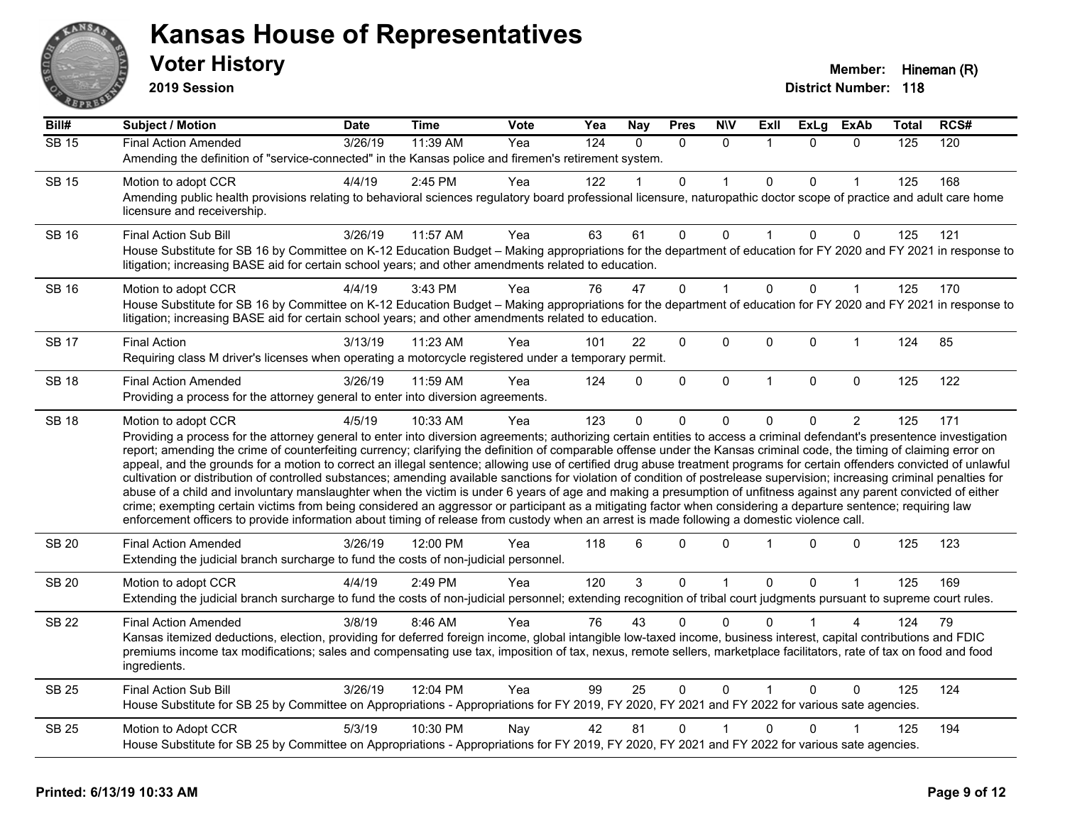# Kansas House of Representatives

## Voter History

**2019 Session**

**Member:** Hineman (R)

**District Number:** 118

| Bill# | Subject / Motion | Date | Time | Vote | Yea | Nay | Pres | N\V | ExII | ExLg | ExAb | Total | RCS# |
|---|---|---|---|---|---|---|---|---|---|---|---|---|---|
| SB 15 | Final Action Amended | 3/26/19 | 11:39 AM | Yea | 124 | 0 | 0 | 0 | 1 | 0 | 0 | 125 | 120 |
| | Amending the definition of "service-connected" in the Kansas police and firemen's retirement system. | | | | | | | | | | | | |
| SB 15 | Motion to adopt CCR | 4/4/19 | 2:45 PM | Yea | 122 | 1 | 0 | 1 | 0 | 0 | 1 | 125 | 168 |
| | Amending public health provisions relating to behavioral sciences regulatory board professional licensure, naturopathic doctor scope of practice and adult care home licensure and receivership. | | | | | | | | | | | | |
| SB 16 | Final Action Sub Bill | 3/26/19 | 11:57 AM | Yea | 63 | 61 | 0 | 0 | 1 | 0 | 0 | 125 | 121 |
| | House Substitute for SB 16 by Committee on K-12 Education Budget – Making appropriations for the department of education for FY 2020 and FY 2021 in response to litigation; increasing BASE aid for certain school years; and other amendments related to education. | | | | | | | | | | | | |
| SB 16 | Motion to adopt CCR | 4/4/19 | 3:43 PM | Yea | 76 | 47 | 0 | 1 | 0 | 0 | 1 | 125 | 170 |
| | House Substitute for SB 16 by Committee on K-12 Education Budget – Making appropriations for the department of education for FY 2020 and FY 2021 in response to litigation; increasing BASE aid for certain school years; and other amendments related to education. | | | | | | | | | | | | |
| SB 17 | Final Action | 3/13/19 | 11:23 AM | Yea | 101 | 22 | 0 | 0 | 0 | 0 | 1 | 124 | 85 |
| | Requiring class M driver's licenses when operating a motorcycle registered under a temporary permit. | | | | | | | | | | | | |
| SB 18 | Final Action Amended | 3/26/19 | 11:59 AM | Yea | 124 | 0 | 0 | 0 | 1 | 0 | 0 | 125 | 122 |
| | Providing a process for the attorney general to enter into diversion agreements. | | | | | | | | | | | | |
| SB 18 | Motion to adopt CCR | 4/5/19 | 10:33 AM | Yea | 123 | 0 | 0 | 0 | 0 | 0 | 2 | 125 | 171 |
| | Providing a process for the attorney general to enter into diversion agreements; authorizing certain entities to access a criminal defendant's presentence investigation report; amending the crime of counterfeiting currency; clarifying the definition of comparable offense under the Kansas criminal code, the timing of claiming error on appeal, and the grounds for a motion to correct an illegal sentence; allowing use of certified drug abuse treatment programs for certain offenders convicted of unlawful cultivation or distribution of controlled substances; amending available sanctions for violation of condition of postrelease supervision; increasing criminal penalties for abuse of a child and involuntary manslaughter when the victim is under 6 years of age and making a presumption of unfitness against any parent convicted of either crime; exempting certain victims from being considered an aggressor or participant as a mitigating factor when considering a departure sentence; requiring law enforcement officers to provide information about timing of release from custody when an arrest is made following a domestic violence call. | | | | | | | | | | | | |
| SB 20 | Final Action Amended | 3/26/19 | 12:00 PM | Yea | 118 | 6 | 0 | 0 | 1 | 0 | 0 | 125 | 123 |
| | Extending the judicial branch surcharge to fund the costs of non-judicial personnel. | | | | | | | | | | | | |
| SB 20 | Motion to adopt CCR | 4/4/19 | 2:49 PM | Yea | 120 | 3 | 0 | 1 | 0 | 0 | 1 | 125 | 169 |
| | Extending the judicial branch surcharge to fund the costs of non-judicial personnel; extending recognition of tribal court judgments pursuant to supreme court rules. | | | | | | | | | | | | |
| SB 22 | Final Action Amended | 3/8/19 | 8:46 AM | Yea | 76 | 43 | 0 | 0 | 0 | 1 | 4 | 124 | 79 |
| | Kansas itemized deductions, election, providing for deferred foreign income, global intangible low-taxed income, business interest, capital contributions and FDIC premiums income tax modifications; sales and compensating use tax, imposition of tax, nexus, remote sellers, marketplace facilitators, rate of tax on food and food ingredients. | | | | | | | | | | | | |
| SB 25 | Final Action Sub Bill | 3/26/19 | 12:04 PM | Yea | 99 | 25 | 0 | 0 | 1 | 0 | 0 | 125 | 124 |
| | House Substitute for SB 25 by Committee on Appropriations - Appropriations for FY 2019, FY 2020, FY 2021 and FY 2022 for various sate agencies. | | | | | | | | | | | | |
| SB 25 | Motion to Adopt CCR | 5/3/19 | 10:30 PM | Nay | 42 | 81 | 0 | 1 | 0 | 0 | 1 | 125 | 194 |
| | House Substitute for SB 25 by Committee on Appropriations - Appropriations for FY 2019, FY 2020, FY 2021 and FY 2022 for various sate agencies. | | | | | | | | | | | | |

**Printed: 6/13/19 10:33 AM**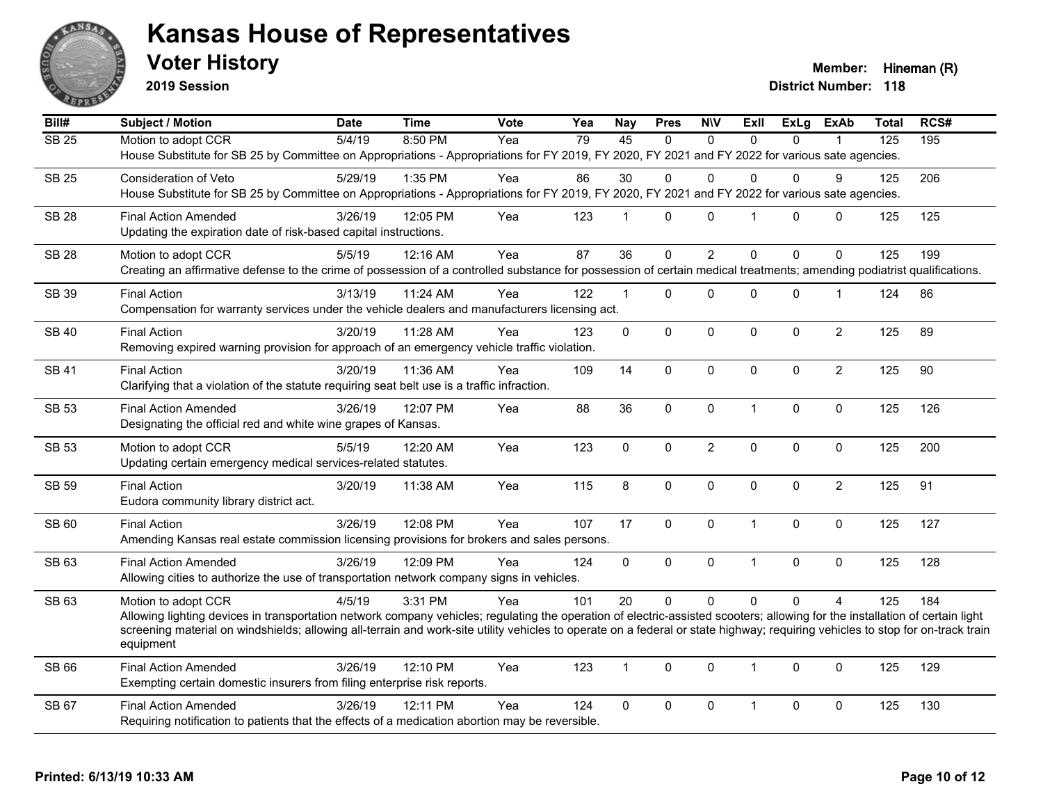# Kansas House of Representatives

## Voter History

**2019 Session**

**Member:** Hineman (R)

**District Number:** 118

| Bill# | Subject / Motion | Date | Time | Vote | Yea | Nay | Pres | N\V | ExII | ExLg | ExAb | Total | RCS# |
|---|---|---|---|---|---|---|---|---|---|---|---|---|---|
| SB 25 | Motion to adopt CCR | 5/4/19 | 8:50 PM | Yea | 79 | 45 | 0 | 0 | 0 | 0 | 1 | 125 | 195 |
| | House Substitute for SB 25 by Committee on Appropriations - Appropriations for FY 2019, FY 2020, FY 2021 and FY 2022 for various sate agencies. | | | | | | | | | | | | |
| SB 25 | Consideration of Veto | 5/29/19 | 1:35 PM | Yea | 86 | 30 | 0 | 0 | 0 | 0 | 9 | 125 | 206 |
| | House Substitute for SB 25 by Committee on Appropriations - Appropriations for FY 2019, FY 2020, FY 2021 and FY 2022 for various sate agencies. | | | | | | | | | | | | |
| SB 28 | Final Action Amended | 3/26/19 | 12:05 PM | Yea | 123 | 1 | 0 | 0 | 1 | 0 | 0 | 125 | 125 |
| | Updating the expiration date of risk-based capital instructions. | | | | | | | | | | | | |
| SB 28 | Motion to adopt CCR | 5/5/19 | 12:16 AM | Yea | 87 | 36 | 0 | 2 | 0 | 0 | 0 | 125 | 199 |
| | Creating an affirmative defense to the crime of possession of a controlled substance for possession of certain medical treatments; amending podiatrist qualifications. | | | | | | | | | | | | |
| SB 39 | Final Action | 3/13/19 | 11:24 AM | Yea | 122 | 1 | 0 | 0 | 0 | 0 | 1 | 124 | 86 |
| | Compensation for warranty services under the vehicle dealers and manufacturers licensing act. | | | | | | | | | | | | |
| SB 40 | Final Action | 3/20/19 | 11:28 AM | Yea | 123 | 0 | 0 | 0 | 0 | 0 | 2 | 125 | 89 |
| | Removing expired warning provision for approach of an emergency vehicle traffic violation. | | | | | | | | | | | | |
| SB 41 | Final Action | 3/20/19 | 11:36 AM | Yea | 109 | 14 | 0 | 0 | 0 | 0 | 2 | 125 | 90 |
| | Clarifying that a violation of the statute requiring seat belt use is a traffic infraction. | | | | | | | | | | | | |
| SB 53 | Final Action Amended | 3/26/19 | 12:07 PM | Yea | 88 | 36 | 0 | 0 | 1 | 0 | 0 | 125 | 126 |
| | Designating the official red and white wine grapes of Kansas. | | | | | | | | | | | | |
| SB 53 | Motion to adopt CCR | 5/5/19 | 12:20 AM | Yea | 123 | 0 | 0 | 2 | 0 | 0 | 0 | 125 | 200 |
| | Updating certain emergency medical services-related statutes. | | | | | | | | | | | | |
| SB 59 | Final Action | 3/20/19 | 11:38 AM | Yea | 115 | 8 | 0 | 0 | 0 | 0 | 2 | 125 | 91 |
| | Eudora community library district act. | | | | | | | | | | | | |
| SB 60 | Final Action | 3/26/19 | 12:08 PM | Yea | 107 | 17 | 0 | 0 | 1 | 0 | 0 | 125 | 127 |
| | Amending Kansas real estate commission licensing provisions for brokers and sales persons. | | | | | | | | | | | | |
| SB 63 | Final Action Amended | 3/26/19 | 12:09 PM | Yea | 124 | 0 | 0 | 0 | 1 | 0 | 0 | 125 | 128 |
| | Allowing cities to authorize the use of transportation network company signs in vehicles. | | | | | | | | | | | | |
| SB 63 | Motion to adopt CCR | 4/5/19 | 3:31 PM | Yea | 101 | 20 | 0 | 0 | 0 | 0 | 4 | 125 | 184 |
| | Allowing lighting devices in transportation network company vehicles; regulating the operation of electric-assisted scooters; allowing for the installation of certain light screening material on windshields; allowing all-terrain and work-site utility vehicles to operate on a federal or state highway; requiring vehicles to stop for on-track train equipment | | | | | | | | | | | | |
| SB 66 | Final Action Amended | 3/26/19 | 12:10 PM | Yea | 123 | 1 | 0 | 0 | 1 | 0 | 0 | 125 | 129 |
| | Exempting certain domestic insurers from filing enterprise risk reports. | | | | | | | | | | | | |
| SB 67 | Final Action Amended | 3/26/19 | 12:11 PM | Yea | 124 | 0 | 0 | 0 | 1 | 0 | 0 | 125 | 130 |
| | Requiring notification to patients that the effects of a medication abortion may be reversible. | | | | | | | | | | | | |

**Printed: 6/13/19 10:33 AM**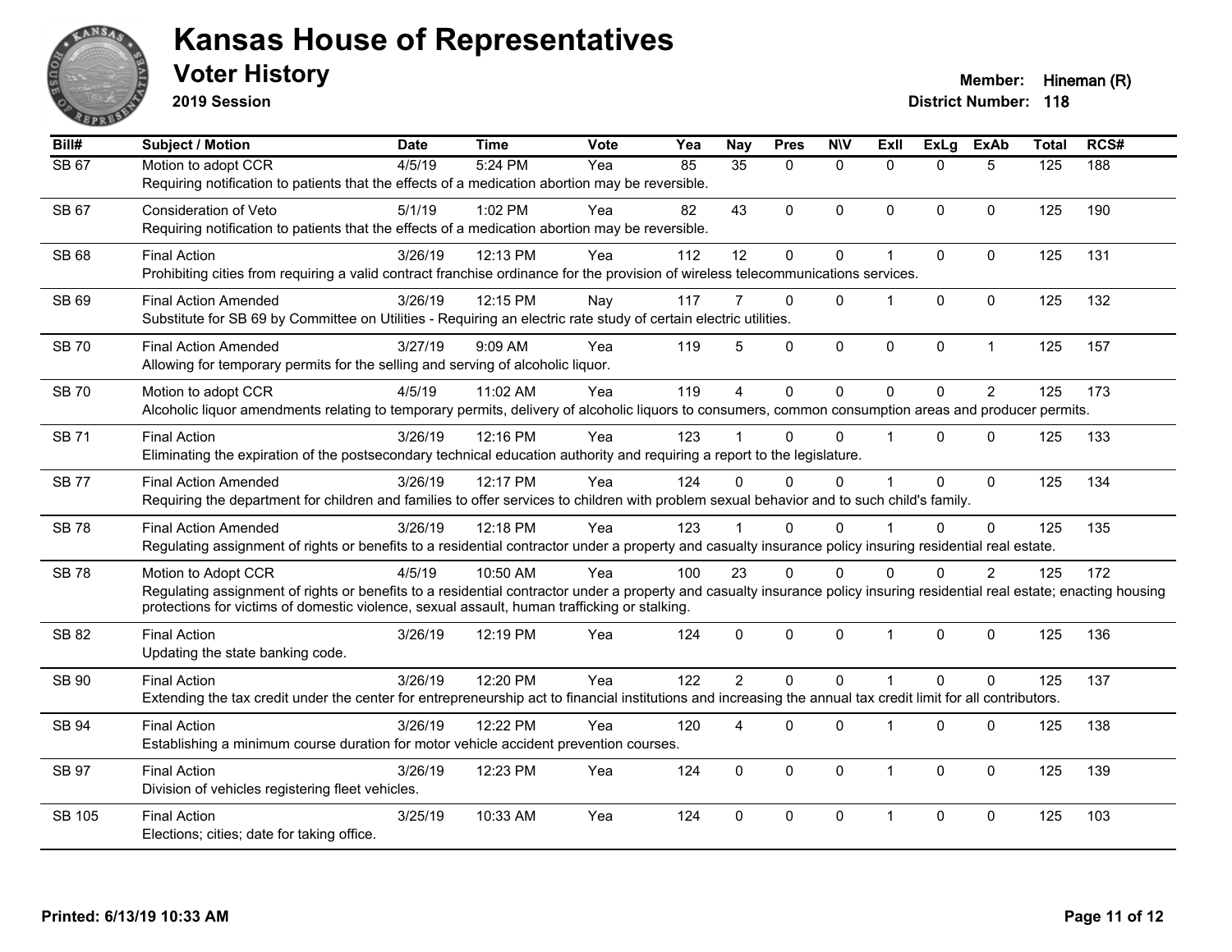# Kansas House of Representatives

## Voter History

**2019 Session**

**Member:** Hineman (R)
**District Number:** 118

| Bill# | Subject / Motion | Date | Time | Vote | Yea | Nay | Pres | N\V | ExII | ExLg | ExAb | Total | RCS# |
|---|---|---|---|---|---|---|---|---|---|---|---|---|---|
| SB 67 | Motion to adopt CCR | 4/5/19 | 5:24 PM | Yea | 85 | 35 | 0 | 0 | 0 | 0 | 5 | 125 | 188 |
| | Requiring notification to patients that the effects of a medication abortion may be reversible. | | | | | | | | | | | | |
| SB 67 | Consideration of Veto | 5/1/19 | 1:02 PM | Yea | 82 | 43 | 0 | 0 | 0 | 0 | 0 | 125 | 190 |
| | Requiring notification to patients that the effects of a medication abortion may be reversible. | | | | | | | | | | | | |
| SB 68 | Final Action | 3/26/19 | 12:13 PM | Yea | 112 | 12 | 0 | 0 | 1 | 0 | 0 | 125 | 131 |
| | Prohibiting cities from requiring a valid contract franchise ordinance for the provision of wireless telecommunications services. | | | | | | | | | | | | |
| SB 69 | Final Action Amended | 3/26/19 | 12:15 PM | Nay | 117 | 7 | 0 | 0 | 1 | 0 | 0 | 125 | 132 |
| | Substitute for SB 69 by Committee on Utilities - Requiring an electric rate study of certain electric utilities. | | | | | | | | | | | | |
| SB 70 | Final Action Amended | 3/27/19 | 9:09 AM | Yea | 119 | 5 | 0 | 0 | 0 | 0 | 1 | 125 | 157 |
| | Allowing for temporary permits for the selling and serving of alcoholic liquor. | | | | | | | | | | | | |
| SB 70 | Motion to adopt CCR | 4/5/19 | 11:02 AM | Yea | 119 | 4 | 0 | 0 | 0 | 0 | 2 | 125 | 173 |
| | Alcoholic liquor amendments relating to temporary permits, delivery of alcoholic liquors to consumers, common consumption areas and producer permits. | | | | | | | | | | | | |
| SB 71 | Final Action | 3/26/19 | 12:16 PM | Yea | 123 | 1 | 0 | 0 | 1 | 0 | 0 | 125 | 133 |
| | Eliminating the expiration of the postsecondary technical education authority and requiring a report to the legislature. | | | | | | | | | | | | |
| SB 77 | Final Action Amended | 3/26/19 | 12:17 PM | Yea | 124 | 0 | 0 | 0 | 1 | 0 | 0 | 125 | 134 |
| | Requiring the department for children and families to offer services to children with problem sexual behavior and to such child's family. | | | | | | | | | | | | |
| SB 78 | Final Action Amended | 3/26/19 | 12:18 PM | Yea | 123 | 1 | 0 | 0 | 1 | 0 | 0 | 125 | 135 |
| | Regulating assignment of rights or benefits to a residential contractor under a property and casualty insurance policy insuring residential real estate. | | | | | | | | | | | | |
| SB 78 | Motion to Adopt CCR | 4/5/19 | 10:50 AM | Yea | 100 | 23 | 0 | 0 | 0 | 0 | 2 | 125 | 172 |
| | Regulating assignment of rights or benefits to a residential contractor under a property and casualty insurance policy insuring residential real estate; enacting housing protections for victims of domestic violence, sexual assault, human trafficking or stalking. | | | | | | | | | | | | |
| SB 82 | Final Action | 3/26/19 | 12:19 PM | Yea | 124 | 0 | 0 | 0 | 1 | 0 | 0 | 125 | 136 |
| | Updating the state banking code. | | | | | | | | | | | | |
| SB 90 | Final Action | 3/26/19 | 12:20 PM | Yea | 122 | 2 | 0 | 0 | 1 | 0 | 0 | 125 | 137 |
| | Extending the tax credit under the center for entrepreneurship act to financial institutions and increasing the annual tax credit limit for all contributors. | | | | | | | | | | | | |
| SB 94 | Final Action | 3/26/19 | 12:22 PM | Yea | 120 | 4 | 0 | 0 | 1 | 0 | 0 | 125 | 138 |
| | Establishing a minimum course duration for motor vehicle accident prevention courses. | | | | | | | | | | | | |
| SB 97 | Final Action | 3/26/19 | 12:23 PM | Yea | 124 | 0 | 0 | 0 | 1 | 0 | 0 | 125 | 139 |
| | Division of vehicles registering fleet vehicles. | | | | | | | | | | | | |
| SB 105 | Final Action | 3/25/19 | 10:33 AM | Yea | 124 | 0 | 0 | 0 | 1 | 0 | 0 | 125 | 103 |
| | Elections; cities; date for taking office. | | | | | | | | | | | | |

Printed: 6/13/19 10:33 AM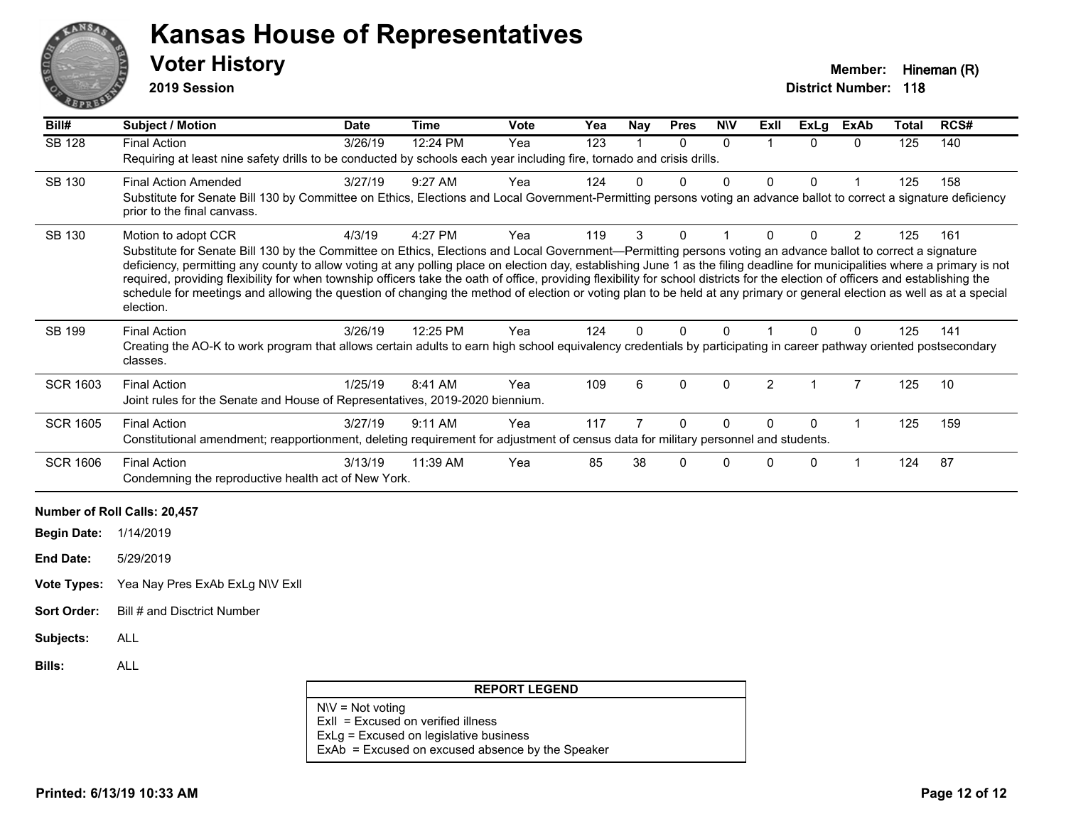# Kansas House of Representatives

## Voter History

**2019 Session**

**Member:** Hineman (R)
**District Number:** 118

| Bill# | Subject / Motion | Date | Time | Vote | Yea | Nay | Pres | N\V | ExII | ExLg | ExAb | Total | RCS# |
|---|---|---|---|---|---|---|---|---|---|---|---|---|---|
| SB 128 | Final Action | 3/26/19 | 12:24 PM | Yea | 123 | 1 | 0 | 0 | 1 | 0 | 0 | 125 | 140 |
| | Requiring at least nine safety drills to be conducted by schools each year including fire, tornado and crisis drills. | | | | | | | | | | | | |
| SB 130 | Final Action Amended | 3/27/19 | 9:27 AM | Yea | 124 | 0 | 0 | 0 | 0 | 0 | 1 | 125 | 158 |
| | Substitute for Senate Bill 130 by Committee on Ethics, Elections and Local Government-Permitting persons voting an advance ballot to correct a signature deficiency prior to the final canvass. | | | | | | | | | | | | |
| SB 130 | Motion to adopt CCR | 4/3/19 | 4:27 PM | Yea | 119 | 3 | 0 | 1 | 0 | 0 | 2 | 125 | 161 |
| | Substitute for Senate Bill 130 by the Committee on Ethics, Elections and Local Government—Permitting persons voting an advance ballot to correct a signature deficiency, permitting any county to allow voting at any polling place on election day, establishing June 1 as the filing deadline for municipalities where a primary is not required, providing flexibility for when township officers take the oath of office, providing flexibility for school districts for the election of officers and establishing the schedule for meetings and allowing the question of changing the method of election or voting plan to be held at any primary or general election as well as at a special election. | | | | | | | | | | | | |
| SB 199 | Final Action | 3/26/19 | 12:25 PM | Yea | 124 | 0 | 0 | 0 | 1 | 0 | 0 | 125 | 141 |
| | Creating the AO-K to work program that allows certain adults to earn high school equivalency credentials by participating in career pathway oriented postsecondary classes. | | | | | | | | | | | | |
| SCR 1603 | Final Action | 1/25/19 | 8:41 AM | Yea | 109 | 6 | 0 | 0 | 2 | 1 | 7 | 125 | 10 |
| | Joint rules for the Senate and House of Representatives, 2019-2020 biennium. | | | | | | | | | | | | |
| SCR 1605 | Final Action | 3/27/19 | 9:11 AM | Yea | 117 | 7 | 0 | 0 | 0 | 0 | 1 | 125 | 159 |
| | Constitutional amendment; reapportionment, deleting requirement for adjustment of census data for military personnel and students. | | | | | | | | | | | | |
| SCR 1606 | Final Action | 3/13/19 | 11:39 AM | Yea | 85 | 38 | 0 | 0 | 0 | 0 | 1 | 124 | 87 |
| | Condemning the reproductive health act of New York. | | | | | | | | | | | | |

**Number of Roll Calls: 20,457**

**Begin Date:** 1/14/2019

**End Date:** 5/29/2019

**Vote Types:** Yea Nay Pres ExAb ExLg N\V ExII

**Sort Order:** Bill # and Disctrict Number

**Subjects:** ALL

**Bills:** ALL

| REPORT LEGEND |
|---|
| N\V = Not voting |
| ExII = Excused on verified illness |
| ExLg = Excused on legislative business |
| ExAb = Excused on excused absence by the Speaker |

**Printed: 6/13/19 10:33 AM**